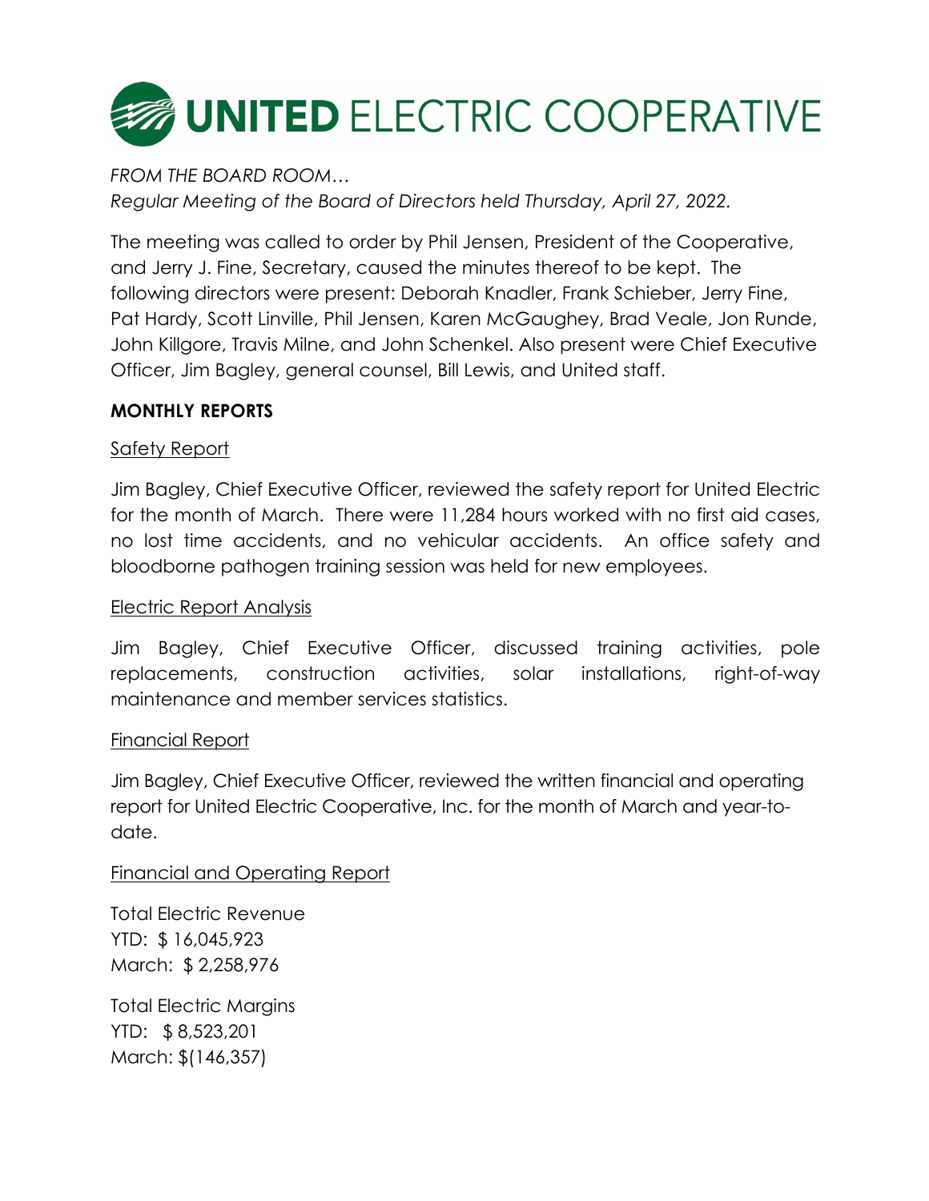# UNITED ELECTRIC COOPERATIVE

*FROM THE BOARD ROOM…*
*Regular Meeting of the Board of Directors held Thursday, April 27, 2022.*

The meeting was called to order by Phil Jensen, President of the Cooperative, and Jerry J. Fine, Secretary, caused the minutes thereof to be kept. The following directors were present: Deborah Knadler, Frank Schieber, Jerry Fine, Pat Hardy, Scott Linville, Phil Jensen, Karen McGaughey, Brad Veale, Jon Runde, John Killgore, Travis Milne, and John Schenkel. Also present were Chief Executive Officer, Jim Bagley, general counsel, Bill Lewis, and United staff.

## MONTHLY REPORTS

### Safety Report

Jim Bagley, Chief Executive Officer, reviewed the safety report for United Electric for the month of March. There were 11,284 hours worked with no first aid cases, no lost time accidents, and no vehicular accidents. An office safety and bloodborne pathogen training session was held for new employees.

### Electric Report Analysis

Jim Bagley, Chief Executive Officer, discussed training activities, pole replacements, construction activities, solar installations, right-of-way maintenance and member services statistics.

### Financial Report

Jim Bagley, Chief Executive Officer, reviewed the written financial and operating report for United Electric Cooperative, Inc. for the month of March and year-to-date.

### Financial and Operating Report

Total Electric Revenue
YTD: $ 16,045,923
March: $ 2,258,976

Total Electric Margins
YTD: $ 8,523,201
March: $(146,357)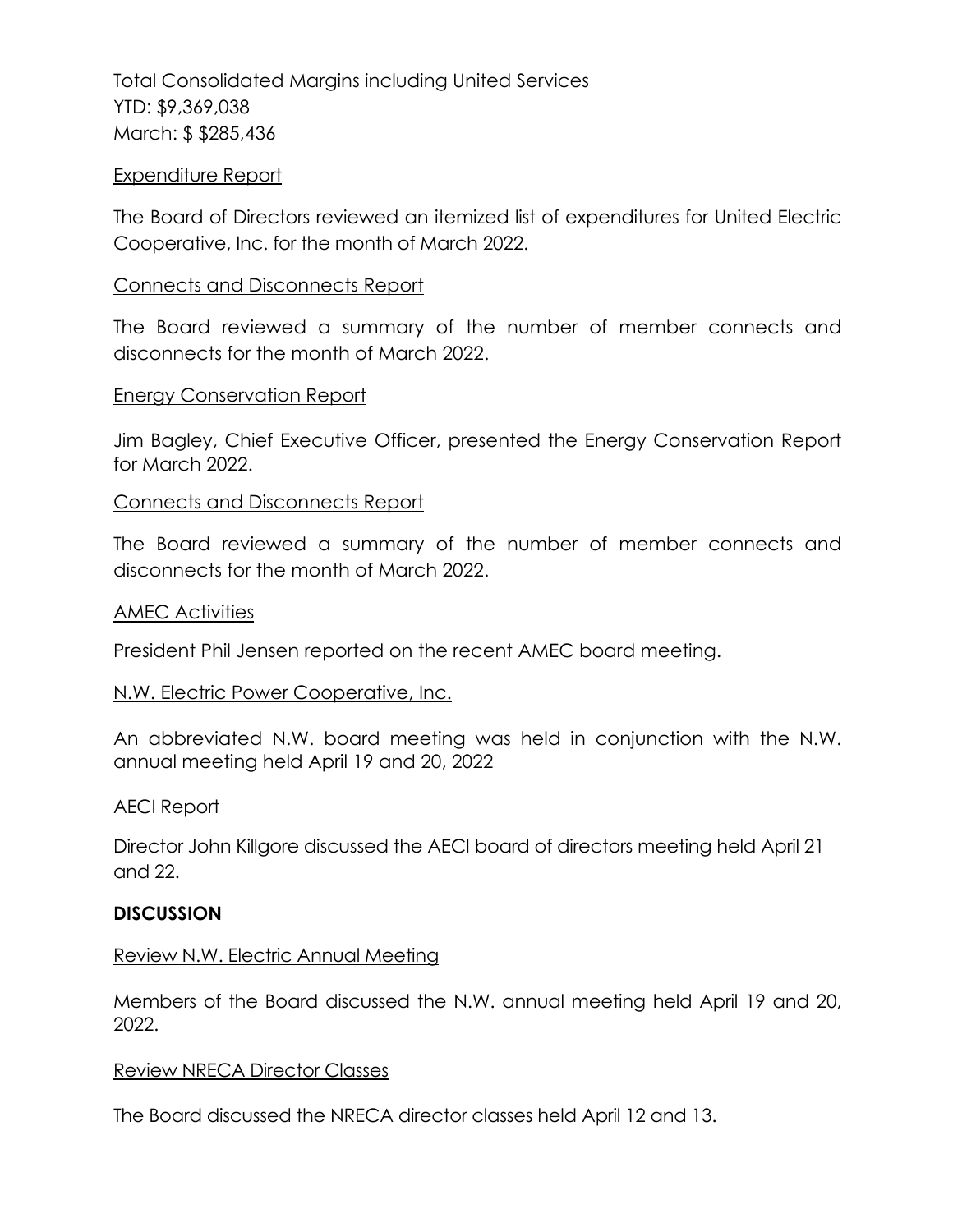Total Consolidated Margins including United Services
YTD: $9,369,038
March: $ $285,436

Expenditure Report

The Board of Directors reviewed an itemized list of expenditures for United Electric Cooperative, Inc. for the month of March 2022.

Connects and Disconnects Report

The Board reviewed a summary of the number of member connects and disconnects for the month of March 2022.

Energy Conservation Report

Jim Bagley, Chief Executive Officer, presented the Energy Conservation Report for March 2022.

Connects and Disconnects Report

The Board reviewed a summary of the number of member connects and disconnects for the month of March 2022.

AMEC Activities

President Phil Jensen reported on the recent AMEC board meeting.

N.W. Electric Power Cooperative, Inc.

An abbreviated N.W. board meeting was held in conjunction with the N.W. annual meeting held April 19 and 20, 2022

AECI Report

Director John Killgore discussed the AECI board of directors meeting held April 21 and 22.

**DISCUSSION**

Review N.W. Electric Annual Meeting

Members of the Board discussed the N.W. annual meeting held April 19 and 20, 2022.

Review NRECA Director Classes

The Board discussed the NRECA director classes held April 12 and 13.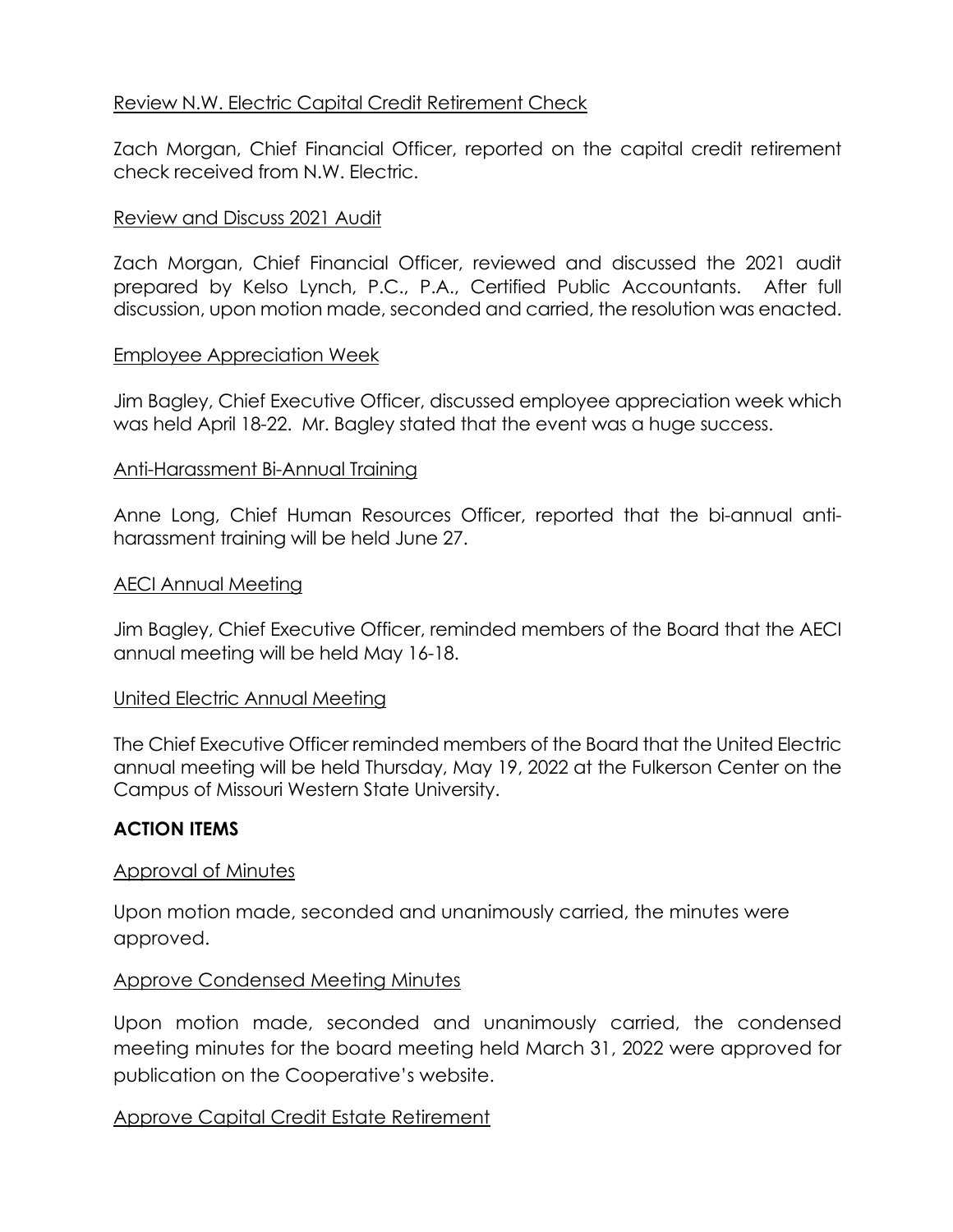<u>Review N.W. Electric Capital Credit Retirement Check</u>

Zach Morgan, Chief Financial Officer, reported on the capital credit retirement check received from N.W. Electric.

<u>Review and Discuss 2021 Audit</u>

Zach Morgan, Chief Financial Officer, reviewed and discussed the 2021 audit prepared by Kelso Lynch, P.C., P.A., Certified Public Accountants. After full discussion, upon motion made, seconded and carried, the resolution was enacted.

<u>Employee Appreciation Week</u>

Jim Bagley, Chief Executive Officer, discussed employee appreciation week which was held April 18-22. Mr. Bagley stated that the event was a huge success.

<u>Anti-Harassment Bi-Annual Training</u>

Anne Long, Chief Human Resources Officer, reported that the bi-annual anti-harassment training will be held June 27.

<u>AECI Annual Meeting</u>

Jim Bagley, Chief Executive Officer, reminded members of the Board that the AECI annual meeting will be held May 16-18.

<u>United Electric Annual Meeting</u>

The Chief Executive Officer reminded members of the Board that the United Electric annual meeting will be held Thursday, May 19, 2022 at the Fulkerson Center on the Campus of Missouri Western State University.

**ACTION ITEMS**

<u>Approval of Minutes</u>

Upon motion made, seconded and unanimously carried, the minutes were approved.

<u>Approve Condensed Meeting Minutes</u>

Upon motion made, seconded and unanimously carried, the condensed meeting minutes for the board meeting held March 31, 2022 were approved for publication on the Cooperative's website.

<u>Approve Capital Credit Estate Retirement</u>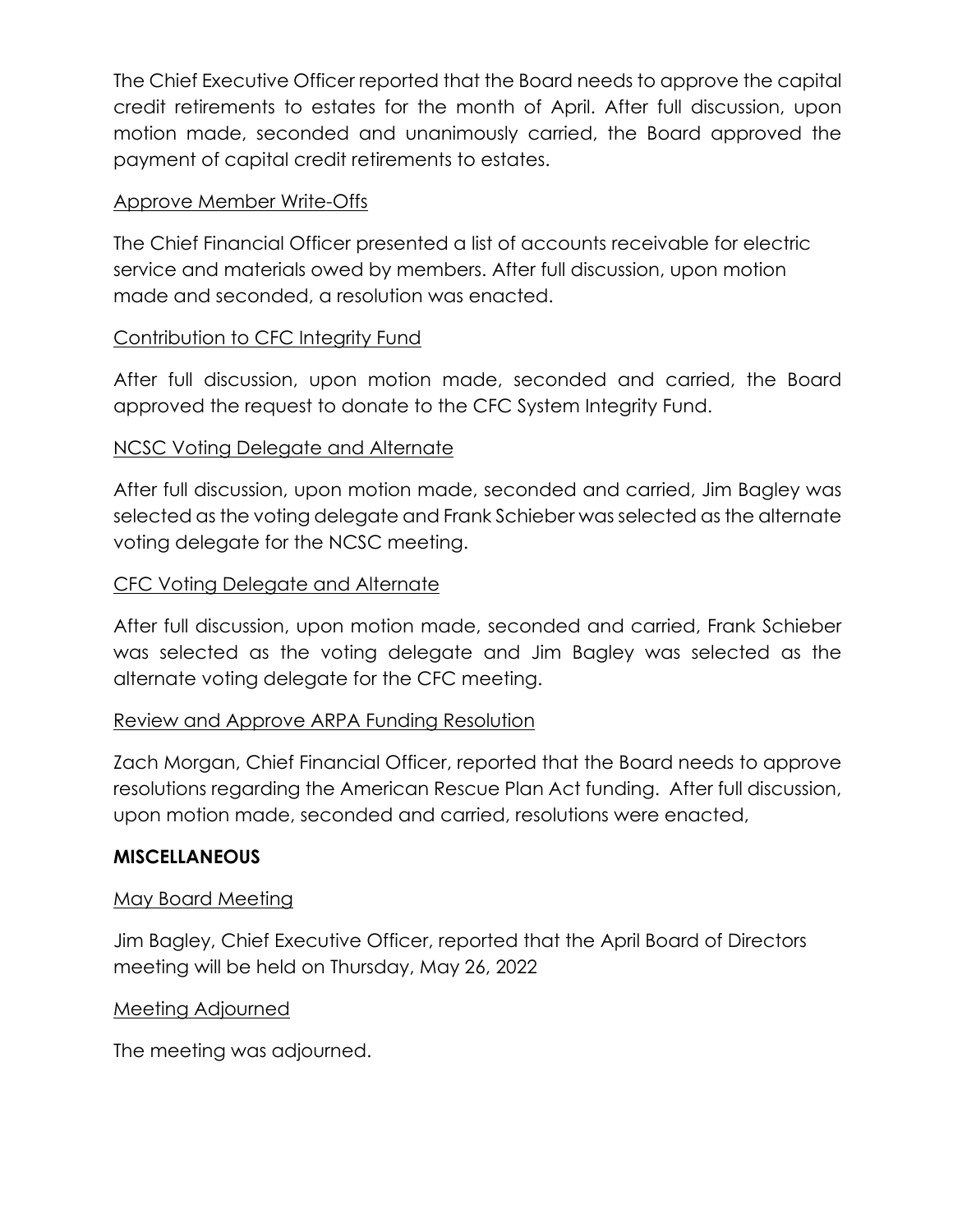The Chief Executive Officer reported that the Board needs to approve the capital credit retirements to estates for the month of April. After full discussion, upon motion made, seconded and unanimously carried, the Board approved the payment of capital credit retirements to estates.

Approve Member Write-Offs

The Chief Financial Officer presented a list of accounts receivable for electric service and materials owed by members. After full discussion, upon motion made and seconded, a resolution was enacted.

Contribution to CFC Integrity Fund

After full discussion, upon motion made, seconded and carried, the Board approved the request to donate to the CFC System Integrity Fund.

NCSC Voting Delegate and Alternate

After full discussion, upon motion made, seconded and carried, Jim Bagley was selected as the voting delegate and Frank Schieber was selected as the alternate voting delegate for the NCSC meeting.

CFC Voting Delegate and Alternate

After full discussion, upon motion made, seconded and carried, Frank Schieber was selected as the voting delegate and Jim Bagley was selected as the alternate voting delegate for the CFC meeting.

Review and Approve ARPA Funding Resolution

Zach Morgan, Chief Financial Officer, reported that the Board needs to approve resolutions regarding the American Rescue Plan Act funding. After full discussion, upon motion made, seconded and carried, resolutions were enacted,

**MISCELLANEOUS**

May Board Meeting

Jim Bagley, Chief Executive Officer, reported that the April Board of Directors meeting will be held on Thursday, May 26, 2022

Meeting Adjourned

The meeting was adjourned.